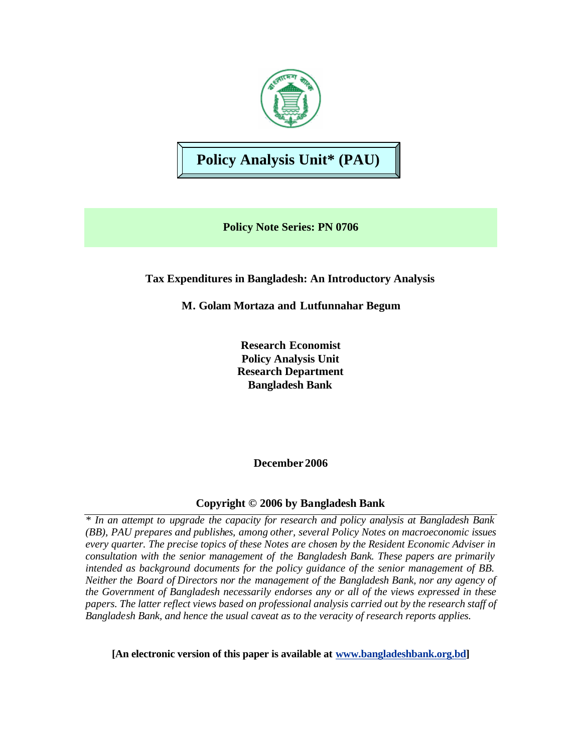# Policy Analysis Unit* (PAU)

**Policy Note Series: PN 0706**

**Tax Expenditures in Bangladesh: An Introductory Analysis**

**M. Golam Mortaza and Lutfunnahar Begum**

**Research Economist**
**Policy Analysis Unit**
**Research Department**
**Bangladesh Bank**

**December 2006**

**Copyright © 2006 by Bangladesh Bank**

*\* In an attempt to upgrade the capacity for research and policy analysis at Bangladesh Bank (BB), PAU prepares and publishes, among other, several Policy Notes on macroeconomic issues every quarter. The precise topics of these Notes are chosen by the Resident Economic Adviser in consultation with the senior management of the Bangladesh Bank. These papers are primarily intended as background documents for the policy guidance of the senior management of BB. Neither the Board of Directors nor the management of the Bangladesh Bank, nor any agency of the Government of Bangladesh necessarily endorses any or all of the views expressed in these papers. The latter reflect views based on professional analysis carried out by the research staff of Bangladesh Bank, and hence the usual caveat as to the veracity of research reports applies.*

**[An electronic version of this paper is available at www.bangladeshbank.org.bd]**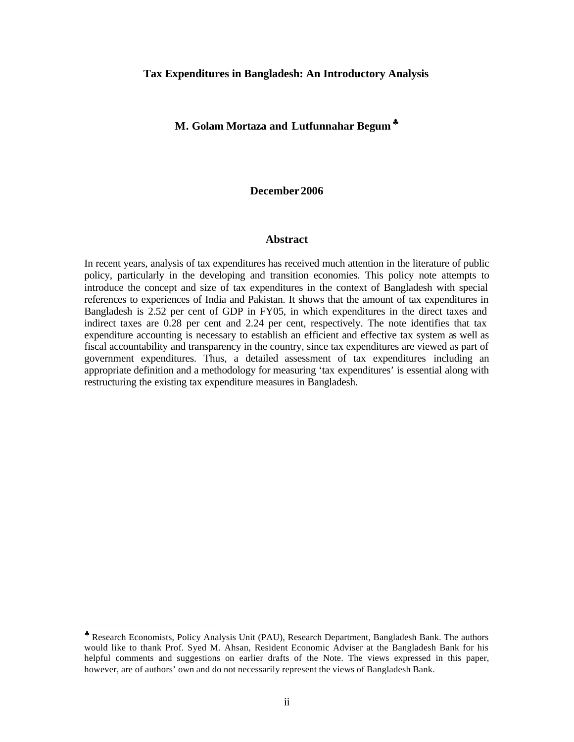# Tax Expenditures in Bangladesh: An Introductory Analysis

**M. Golam Mortaza and Lutfunnahar Begum** ♣

**December 2006**

## Abstract

In recent years, analysis of tax expenditures has received much attention in the literature of public policy, particularly in the developing and transition economies. This policy note attempts to introduce the concept and size of tax expenditures in the context of Bangladesh with special references to experiences of India and Pakistan. It shows that the amount of tax expenditures in Bangladesh is 2.52 per cent of GDP in FY05, in which expenditures in the direct taxes and indirect taxes are 0.28 per cent and 2.24 per cent, respectively. The note identifies that tax expenditure accounting is necessary to establish an efficient and effective tax system as well as fiscal accountability and transparency in the country, since tax expenditures are viewed as part of government expenditures. Thus, a detailed assessment of tax expenditures including an appropriate definition and a methodology for measuring 'tax expenditures' is essential along with restructuring the existing tax expenditure measures in Bangladesh.

---

♣ Research Economists, Policy Analysis Unit (PAU), Research Department, Bangladesh Bank. The authors would like to thank Prof. Syed M. Ahsan, Resident Economic Adviser at the Bangladesh Bank for his helpful comments and suggestions on earlier drafts of the Note. The views expressed in this paper, however, are of authors' own and do not necessarily represent the views of Bangladesh Bank.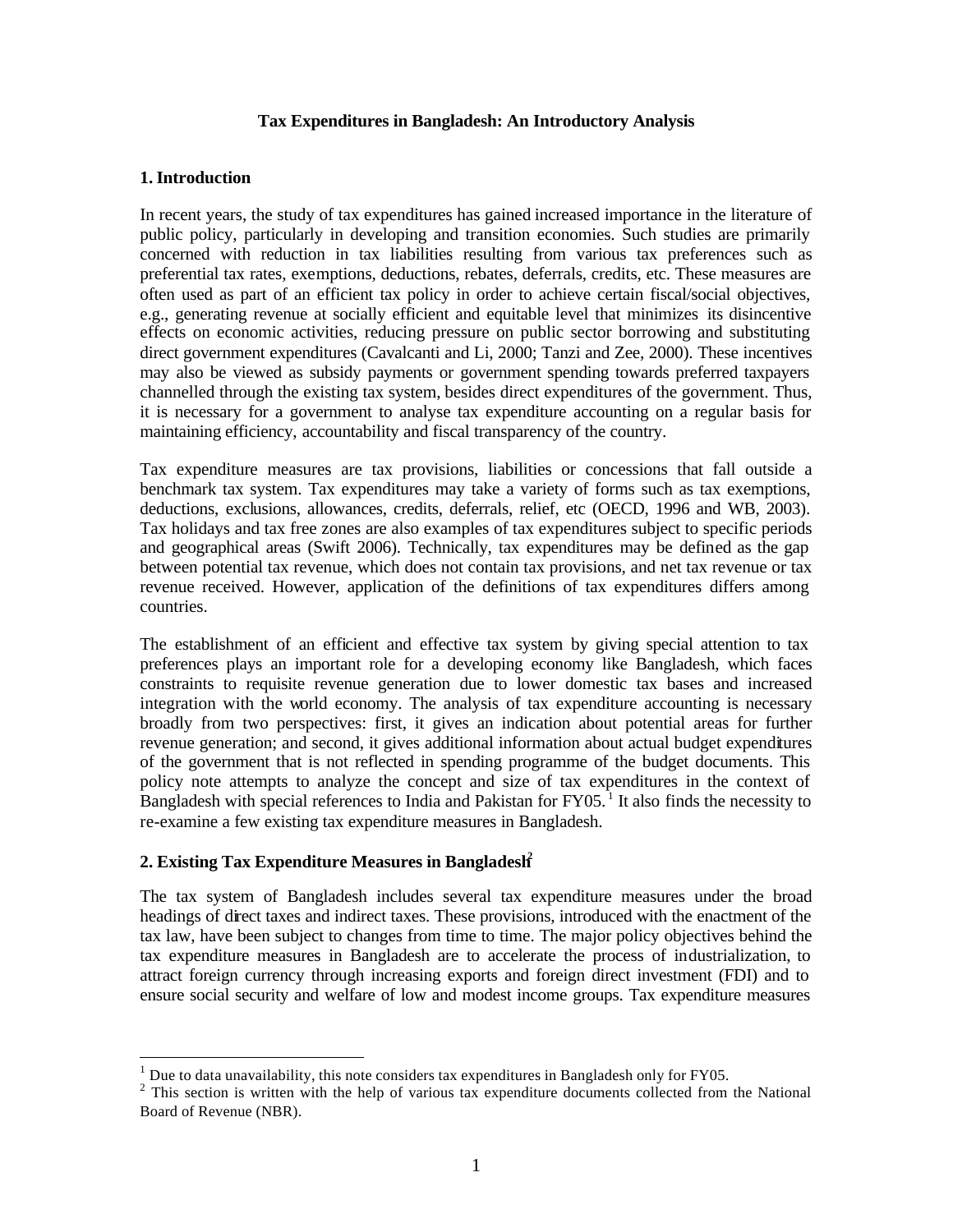**Tax Expenditures in Bangladesh: An Introductory Analysis**

## 1. Introduction

In recent years, the study of tax expenditures has gained increased importance in the literature of public policy, particularly in developing and transition economies. Such studies are primarily concerned with reduction in tax liabilities resulting from various tax preferences such as preferential tax rates, exemptions, deductions, rebates, deferrals, credits, etc. These measures are often used as part of an efficient tax policy in order to achieve certain fiscal/social objectives, e.g., generating revenue at socially efficient and equitable level that minimizes its disincentive effects on economic activities, reducing pressure on public sector borrowing and substituting direct government expenditures (Cavalcanti and Li, 2000; Tanzi and Zee, 2000). These incentives may also be viewed as subsidy payments or government spending towards preferred taxpayers channelled through the existing tax system, besides direct expenditures of the government. Thus, it is necessary for a government to analyse tax expenditure accounting on a regular basis for maintaining efficiency, accountability and fiscal transparency of the country.

Tax expenditure measures are tax provisions, liabilities or concessions that fall outside a benchmark tax system. Tax expenditures may take a variety of forms such as tax exemptions, deductions, exclusions, allowances, credits, deferrals, relief, etc (OECD, 1996 and WB, 2003). Tax holidays and tax free zones are also examples of tax expenditures subject to specific periods and geographical areas (Swift 2006). Technically, tax expenditures may be defined as the gap between potential tax revenue, which does not contain tax provisions, and net tax revenue or tax revenue received. However, application of the definitions of tax expenditures differs among countries.

The establishment of an efficient and effective tax system by giving special attention to tax preferences plays an important role for a developing economy like Bangladesh, which faces constraints to requisite revenue generation due to lower domestic tax bases and increased integration with the world economy. The analysis of tax expenditure accounting is necessary broadly from two perspectives: first, it gives an indication about potential areas for further revenue generation; and second, it gives additional information about actual budget expenditures of the government that is not reflected in spending programme of the budget documents. This policy note attempts to analyze the concept and size of tax expenditures in the context of Bangladesh with special references to India and Pakistan for FY05.[1] It also finds the necessity to re-examine a few existing tax expenditure measures in Bangladesh.

## 2. Existing Tax Expenditure Measures in Bangladesh[2]

The tax system of Bangladesh includes several tax expenditure measures under the broad headings of direct taxes and indirect taxes. These provisions, introduced with the enactment of the tax law, have been subject to changes from time to time. The major policy objectives behind the tax expenditure measures in Bangladesh are to accelerate the process of industrialization, to attract foreign currency through increasing exports and foreign direct investment (FDI) and to ensure social security and welfare of low and modest income groups. Tax expenditure measures

---

[1] Due to data unavailability, this note considers tax expenditures in Bangladesh only for FY05.

[2] This section is written with the help of various tax expenditure documents collected from the National Board of Revenue (NBR).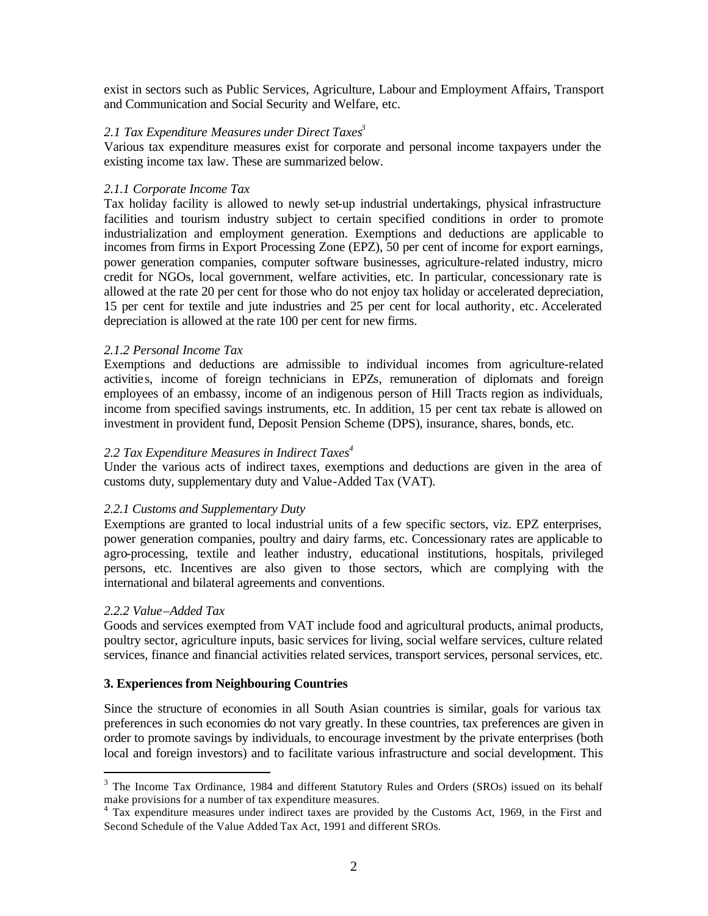exist in sectors such as Public Services, Agriculture, Labour and Employment Affairs, Transport and Communication and Social Security and Welfare, etc.

### *2.1 Tax Expenditure Measures under Direct Taxes*[3]

Various tax expenditure measures exist for corporate and personal income taxpayers under the existing income tax law. These are summarized below.

#### *2.1.1 Corporate Income Tax*

Tax holiday facility is allowed to newly set-up industrial undertakings, physical infrastructure facilities and tourism industry subject to certain specified conditions in order to promote industrialization and employment generation. Exemptions and deductions are applicable to incomes from firms in Export Processing Zone (EPZ), 50 per cent of income for export earnings, power generation companies, computer software businesses, agriculture-related industry, micro credit for NGOs, local government, welfare activities, etc. In particular, concessionary rate is allowed at the rate 20 per cent for those who do not enjoy tax holiday or accelerated depreciation, 15 per cent for textile and jute industries and 25 per cent for local authority, etc. Accelerated depreciation is allowed at the rate 100 per cent for new firms.

#### *2.1.2 Personal Income Tax*

Exemptions and deductions are admissible to individual incomes from agriculture-related activities, income of foreign technicians in EPZs, remuneration of diplomats and foreign employees of an embassy, income of an indigenous person of Hill Tracts region as individuals, income from specified savings instruments, etc. In addition, 15 per cent tax rebate is allowed on investment in provident fund, Deposit Pension Scheme (DPS), insurance, shares, bonds, etc.

### *2.2 Tax Expenditure Measures in Indirect Taxes*[4]

Under the various acts of indirect taxes, exemptions and deductions are given in the area of customs duty, supplementary duty and Value-Added Tax (VAT).

#### *2.2.1 Customs and Supplementary Duty*

Exemptions are granted to local industrial units of a few specific sectors, viz. EPZ enterprises, power generation companies, poultry and dairy farms, etc. Concessionary rates are applicable to agro-processing, textile and leather industry, educational institutions, hospitals, privileged persons, etc. Incentives are also given to those sectors, which are complying with the international and bilateral agreements and conventions.

#### *2.2.2 Value–Added Tax*

Goods and services exempted from VAT include food and agricultural products, animal products, poultry sector, agriculture inputs, basic services for living, social welfare services, culture related services, finance and financial activities related services, transport services, personal services, etc.

## **3. Experiences from Neighbouring Countries**

Since the structure of economies in all South Asian countries is similar, goals for various tax preferences in such economies do not vary greatly. In these countries, tax preferences are given in order to promote savings by individuals, to encourage investment by the private enterprises (both local and foreign investors) and to facilitate various infrastructure and social development. This

---

[3] The Income Tax Ordinance, 1984 and different Statutory Rules and Orders (SROs) issued on its behalf make provisions for a number of tax expenditure measures.

[4] Tax expenditure measures under indirect taxes are provided by the Customs Act, 1969, in the First and Second Schedule of the Value Added Tax Act, 1991 and different SROs.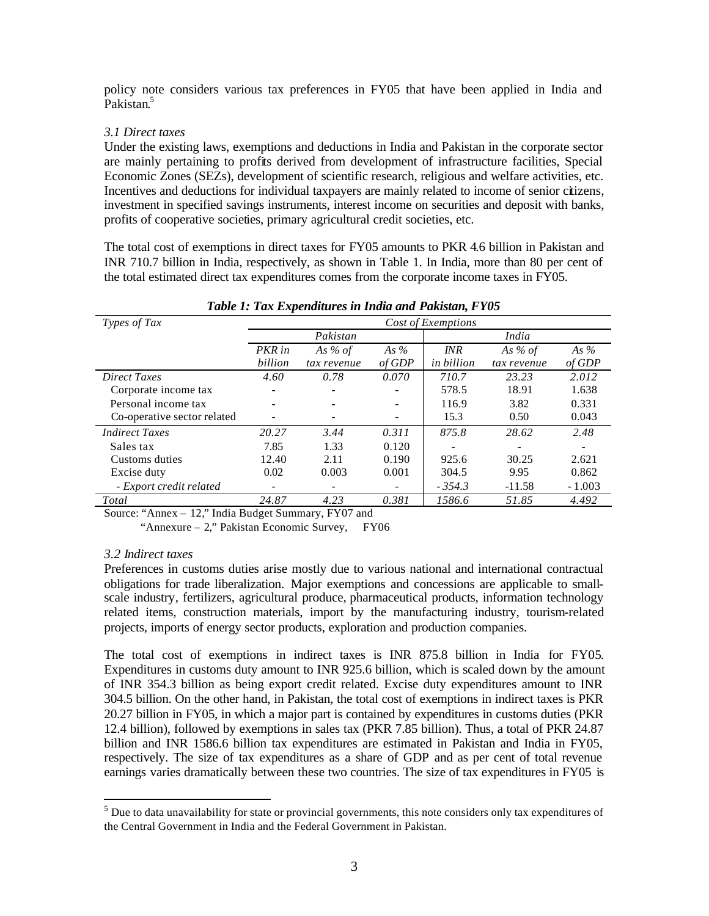policy note considers various tax preferences in FY05 that have been applied in India and Pakistan.[5]

*3.1 Direct taxes*

Under the existing laws, exemptions and deductions in India and Pakistan in the corporate sector are mainly pertaining to profits derived from development of infrastructure facilities, Special Economic Zones (SEZs), development of scientific research, religious and welfare activities, etc. Incentives and deductions for individual taxpayers are mainly related to income of senior citizens, investment in specified savings instruments, interest income on securities and deposit with banks, profits of cooperative societies, primary agricultural credit societies, etc.

The total cost of exemptions in direct taxes for FY05 amounts to PKR 4.6 billion in Pakistan and INR 710.7 billion in India, respectively, as shown in Table 1. In India, more than 80 per cent of the total estimated direct tax expenditures comes from the corporate income taxes in FY05.

***Table 1: Tax Expenditures in India and Pakistan, FY05***

| *Types of Tax* | *Cost of Exemptions* | | | | | |
|---|---|---|---|---|---|---|
| | *Pakistan* | | | *India* | | |
| | *PKR in billion* | *As % of tax revenue* | *As % of GDP* | *INR in billion* | *As % of tax revenue* | *As % of GDP* |
| *Direct Taxes* | *4.60* | *0.78* | *0.070* | *710.7* | *23.23* | *2.012* |
| Corporate income tax | - | - | - | 578.5 | 18.91 | 1.638 |
| Personal income tax | - | - | - | 116.9 | 3.82 | 0.331 |
| Co-operative sector related | - | - | - | 15.3 | 0.50 | 0.043 |
| *Indirect Taxes* | *20.27* | *3.44* | *0.311* | *875.8* | *28.62* | *2.48* |
| Sales tax | 7.85 | 1.33 | 0.120 | - | - | - |
| Customs duties | 12.40 | 2.11 | 0.190 | 925.6 | 30.25 | 2.621 |
| Excise duty | 0.02 | 0.003 | 0.001 | 304.5 | 9.95 | 0.862 |
| *- Export credit related* | - | - | - | *- 354.3* | -11.58 | - 1.003 |
| *Total* | *24.87* | *4.23* | *0.381* | *1586.6* | *51.85* | *4.492* |

Source: "Annex – 12," India Budget Summary, FY07 and "Annexure – 2," Pakistan Economic Survey, FY06

*3.2 Indirect taxes*

Preferences in customs duties arise mostly due to various national and international contractual obligations for trade liberalization. Major exemptions and concessions are applicable to small-scale industry, fertilizers, agricultural produce, pharmaceutical products, information technology related items, construction materials, import by the manufacturing industry, tourism-related projects, imports of energy sector products, exploration and production companies.

The total cost of exemptions in indirect taxes is INR 875.8 billion in India for FY05. Expenditures in customs duty amount to INR 925.6 billion, which is scaled down by the amount of INR 354.3 billion as being export credit related. Excise duty expenditures amount to INR 304.5 billion. On the other hand, in Pakistan, the total cost of exemptions in indirect taxes is PKR 20.27 billion in FY05, in which a major part is contained by expenditures in customs duties (PKR 12.4 billion), followed by exemptions in sales tax (PKR 7.85 billion). Thus, a total of PKR 24.87 billion and INR 1586.6 billion tax expenditures are estimated in Pakistan and India in FY05, respectively. The size of tax expenditures as a share of GDP and as per cent of total revenue earnings varies dramatically between these two countries. The size of tax expenditures in FY05 is

[5] Due to data unavailability for state or provincial governments, this note considers only tax expenditures of the Central Government in India and the Federal Government in Pakistan.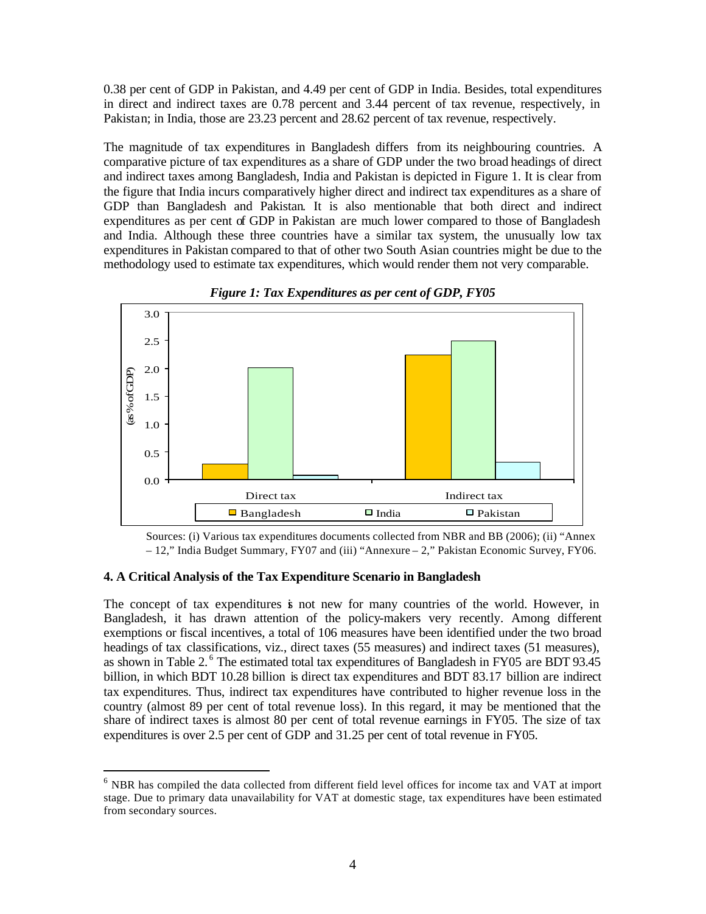0.38 per cent of GDP in Pakistan, and 4.49 per cent of GDP in India. Besides, total expenditures in direct and indirect taxes are 0.78 percent and 3.44 percent of tax revenue, respectively, in Pakistan; in India, those are 23.23 percent and 28.62 percent of tax revenue, respectively.

The magnitude of tax expenditures in Bangladesh differs from its neighbouring countries. A comparative picture of tax expenditures as a share of GDP under the two broad headings of direct and indirect taxes among Bangladesh, India and Pakistan is depicted in Figure 1. It is clear from the figure that India incurs comparatively higher direct and indirect tax expenditures as a share of GDP than Bangladesh and Pakistan. It is also mentionable that both direct and indirect expenditures as per cent of GDP in Pakistan are much lower compared to those of Bangladesh and India. Although these three countries have a similar tax system, the unusually low tax expenditures in Pakistan compared to that of other two South Asian countries might be due to the methodology used to estimate tax expenditures, which would render them not very comparable.

***Figure 1: Tax Expenditures as per cent of GDP, FY05***

Sources: (i) Various tax expenditures documents collected from NBR and BB (2006); (ii) "Annex – 12," India Budget Summary, FY07 and (iii) "Annexure – 2," Pakistan Economic Survey, FY06.

### 4. A Critical Analysis of the Tax Expenditure Scenario in Bangladesh

The concept of tax expenditures is not new for many countries of the world. However, in Bangladesh, it has drawn attention of the policy-makers very recently. Among different exemptions or fiscal incentives, a total of 106 measures have been identified under the two broad headings of tax classifications, viz., direct taxes (55 measures) and indirect taxes (51 measures), as shown in Table 2.[6] The estimated total tax expenditures of Bangladesh in FY05 are BDT 93.45 billion, in which BDT 10.28 billion is direct tax expenditures and BDT 83.17 billion are indirect tax expenditures. Thus, indirect tax expenditures have contributed to higher revenue loss in the country (almost 89 per cent of total revenue loss). In this regard, it may be mentioned that the share of indirect taxes is almost 80 per cent of total revenue earnings in FY05. The size of tax expenditures is over 2.5 per cent of GDP and 31.25 per cent of total revenue in FY05.

[6] NBR has compiled the data collected from different field level offices for income tax and VAT at import stage. Due to primary data unavailability for VAT at domestic stage, tax expenditures have been estimated from secondary sources.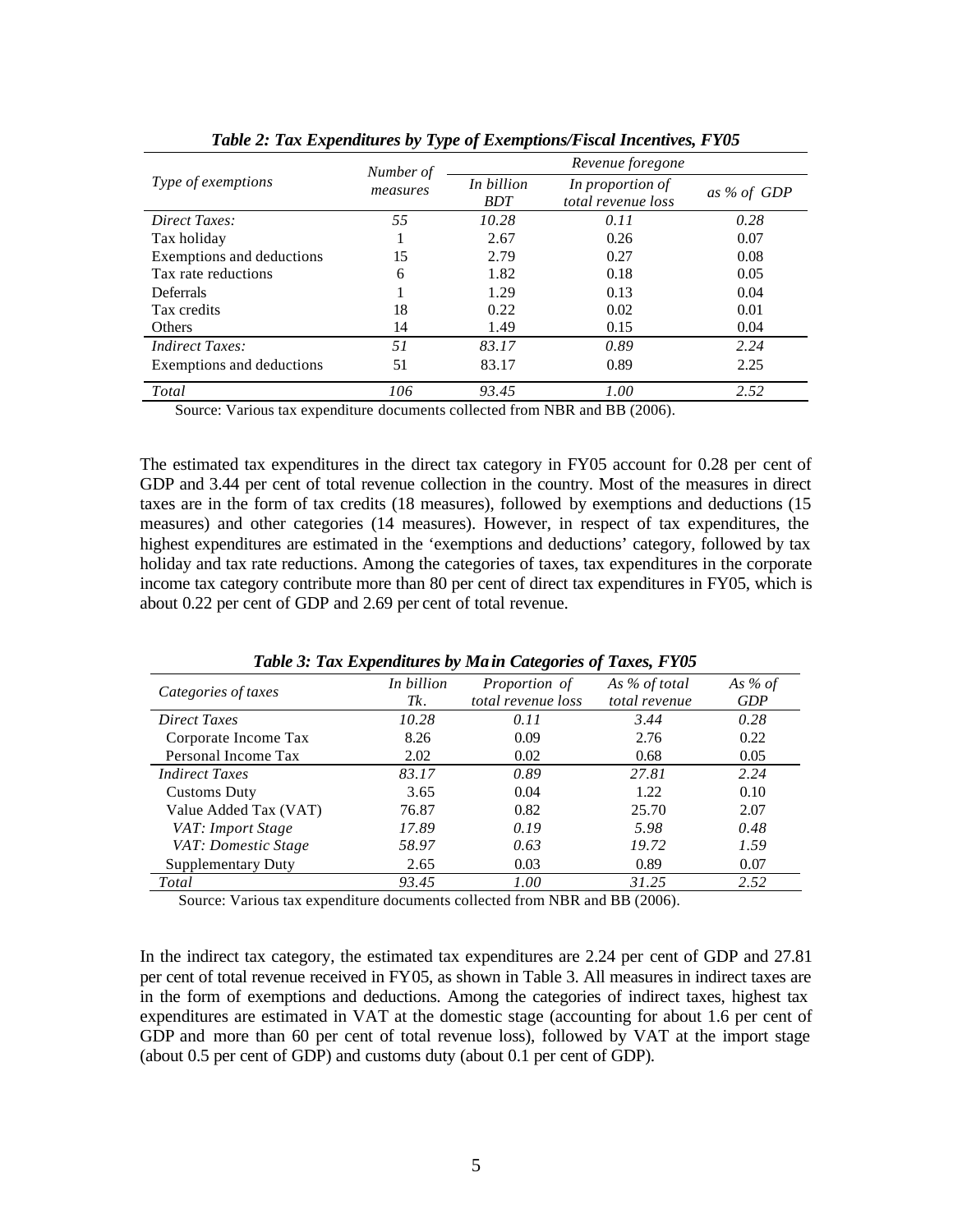*Table 2: Tax Expenditures by Type of Exemptions/Fiscal Incentives, FY05*

| Type of exemptions | Number of measures | Revenue foregone | | |
|---|---|---|---|---|
| | | In billion BDT | In proportion of total revenue loss | as % of GDP |
| *Direct Taxes:* | *55* | *10.28* | *0.11* | *0.28* |
| Tax holiday | 1 | 2.67 | 0.26 | 0.07 |
| Exemptions and deductions | 15 | 2.79 | 0.27 | 0.08 |
| Tax rate reductions | 6 | 1.82 | 0.18 | 0.05 |
| Deferrals | 1 | 1.29 | 0.13 | 0.04 |
| Tax credits | 18 | 0.22 | 0.02 | 0.01 |
| Others | 14 | 1.49 | 0.15 | 0.04 |
| *Indirect Taxes:* | *51* | *83.17* | *0.89* | *2.24* |
| Exemptions and deductions | 51 | 83.17 | 0.89 | 2.25 |
| *Total* | *106* | *93.45* | *1.00* | *2.52* |

Source: Various tax expenditure documents collected from NBR and BB (2006).

The estimated tax expenditures in the direct tax category in FY05 account for 0.28 per cent of GDP and 3.44 per cent of total revenue collection in the country. Most of the measures in direct taxes are in the form of tax credits (18 measures), followed by exemptions and deductions (15 measures) and other categories (14 measures). However, in respect of tax expenditures, the highest expenditures are estimated in the 'exemptions and deductions' category, followed by tax holiday and tax rate reductions. Among the categories of taxes, tax expenditures in the corporate income tax category contribute more than 80 per cent of direct tax expenditures in FY05, which is about 0.22 per cent of GDP and 2.69 per cent of total revenue.

*Table 3: Tax Expenditures by Main Categories of Taxes, FY05*

| Categories of taxes | In billion Tk. | Proportion of total revenue loss | As % of total total revenue | As % of GDP |
|---|---|---|---|---|
| *Direct Taxes* | *10.28* | *0.11* | *3.44* | *0.28* |
| Corporate Income Tax | 8.26 | 0.09 | 2.76 | 0.22 |
| Personal Income Tax | 2.02 | 0.02 | 0.68 | 0.05 |
| *Indirect Taxes* | *83.17* | *0.89* | *27.81* | *2.24* |
| Customs Duty | 3.65 | 0.04 | 1.22 | 0.10 |
| Value Added Tax (VAT) | 76.87 | 0.82 | 25.70 | 2.07 |
| *VAT: Import Stage* | *17.89* | *0.19* | *5.98* | *0.48* |
| *VAT: Domestic Stage* | *58.97* | *0.63* | *19.72* | *1.59* |
| Supplementary Duty | 2.65 | 0.03 | 0.89 | 0.07 |
| *Total* | *93.45* | *1.00* | *31.25* | *2.52* |

Source: Various tax expenditure documents collected from NBR and BB (2006).

In the indirect tax category, the estimated tax expenditures are 2.24 per cent of GDP and 27.81 per cent of total revenue received in FY05, as shown in Table 3. All measures in indirect taxes are in the form of exemptions and deductions. Among the categories of indirect taxes, highest tax expenditures are estimated in VAT at the domestic stage (accounting for about 1.6 per cent of GDP and more than 60 per cent of total revenue loss), followed by VAT at the import stage (about 0.5 per cent of GDP) and customs duty (about 0.1 per cent of GDP).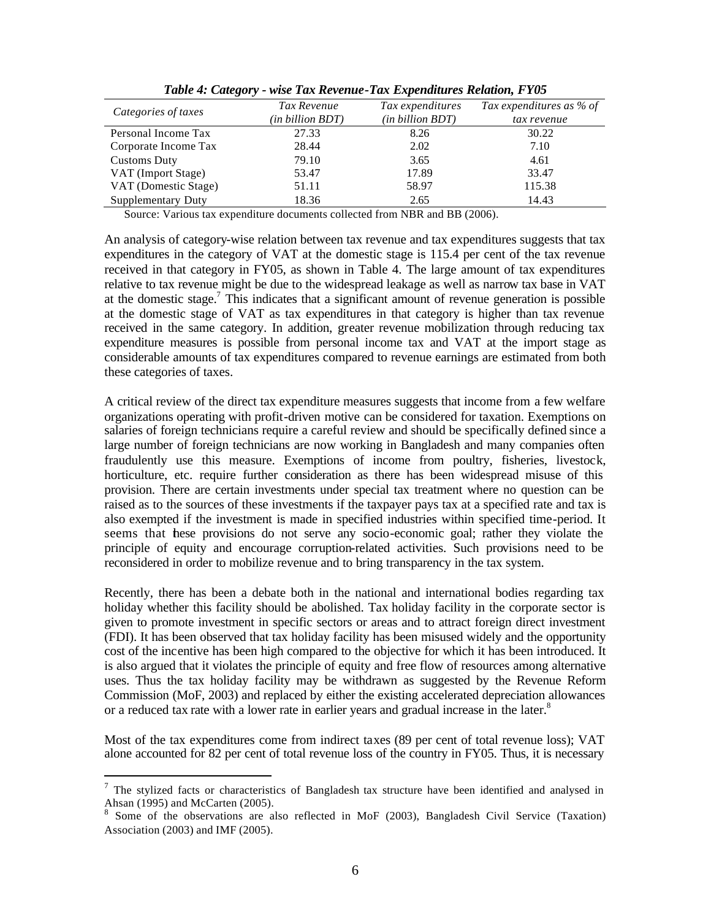*Table 4: Category - wise Tax Revenue-Tax Expenditures Relation, FY05*

| Categories of taxes | *Tax Revenue (in billion BDT)* | *Tax expenditures (in billion BDT)* | *Tax expenditures as % of tax revenue* |
|---|---|---|---|
| Personal Income Tax | 27.33 | 8.26 | 30.22 |
| Corporate Income Tax | 28.44 | 2.02 | 7.10 |
| Customs Duty | 79.10 | 3.65 | 4.61 |
| VAT (Import Stage) | 53.47 | 17.89 | 33.47 |
| VAT (Domestic Stage) | 51.11 | 58.97 | 115.38 |
| Supplementary Duty | 18.36 | 2.65 | 14.43 |

Source: Various tax expenditure documents collected from NBR and BB (2006).

An analysis of category-wise relation between tax revenue and tax expenditures suggests that tax expenditures in the category of VAT at the domestic stage is 115.4 per cent of the tax revenue received in that category in FY05, as shown in Table 4. The large amount of tax expenditures relative to tax revenue might be due to the widespread leakage as well as narrow tax base in VAT at the domestic stage.[7] This indicates that a significant amount of revenue generation is possible at the domestic stage of VAT as tax expenditures in that category is higher than tax revenue received in the same category. In addition, greater revenue mobilization through reducing tax expenditure measures is possible from personal income tax and VAT at the import stage as considerable amounts of tax expenditures compared to revenue earnings are estimated from both these categories of taxes.

A critical review of the direct tax expenditure measures suggests that income from a few welfare organizations operating with profit-driven motive can be considered for taxation. Exemptions on salaries of foreign technicians require a careful review and should be specifically defined since a large number of foreign technicians are now working in Bangladesh and many companies often fraudulently use this measure. Exemptions of income from poultry, fisheries, livestock, horticulture, etc. require further consideration as there has been widespread misuse of this provision. There are certain investments under special tax treatment where no question can be raised as to the sources of these investments if the taxpayer pays tax at a specified rate and tax is also exempted if the investment is made in specified industries within specified time-period. It seems that these provisions do not serve any socio-economic goal; rather they violate the principle of equity and encourage corruption-related activities. Such provisions need to be reconsidered in order to mobilize revenue and to bring transparency in the tax system.

Recently, there has been a debate both in the national and international bodies regarding tax holiday whether this facility should be abolished. Tax holiday facility in the corporate sector is given to promote investment in specific sectors or areas and to attract foreign direct investment (FDI). It has been observed that tax holiday facility has been misused widely and the opportunity cost of the incentive has been high compared to the objective for which it has been introduced. It is also argued that it violates the principle of equity and free flow of resources among alternative uses. Thus the tax holiday facility may be withdrawn as suggested by the Revenue Reform Commission (MoF, 2003) and replaced by either the existing accelerated depreciation allowances or a reduced tax rate with a lower rate in earlier years and gradual increase in the later.[8]

Most of the tax expenditures come from indirect taxes (89 per cent of total revenue loss); VAT alone accounted for 82 per cent of total revenue loss of the country in FY05. Thus, it is necessary

---

[7] The stylized facts or characteristics of Bangladesh tax structure have been identified and analysed in Ahsan (1995) and McCarten (2005).

[8] Some of the observations are also reflected in MoF (2003), Bangladesh Civil Service (Taxation) Association (2003) and IMF (2005).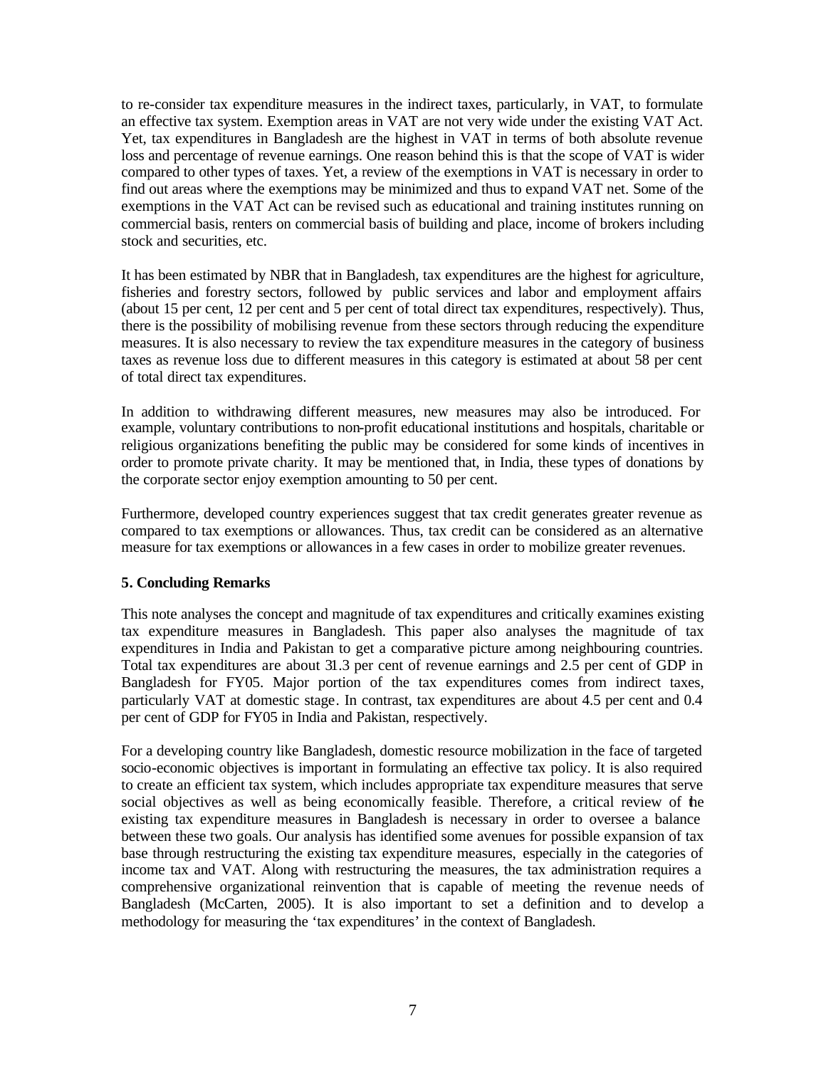to re-consider tax expenditure measures in the indirect taxes, particularly, in VAT, to formulate an effective tax system. Exemption areas in VAT are not very wide under the existing VAT Act. Yet, tax expenditures in Bangladesh are the highest in VAT in terms of both absolute revenue loss and percentage of revenue earnings. One reason behind this is that the scope of VAT is wider compared to other types of taxes. Yet, a review of the exemptions in VAT is necessary in order to find out areas where the exemptions may be minimized and thus to expand VAT net. Some of the exemptions in the VAT Act can be revised such as educational and training institutes running on commercial basis, renters on commercial basis of building and place, income of brokers including stock and securities, etc.

It has been estimated by NBR that in Bangladesh, tax expenditures are the highest for agriculture, fisheries and forestry sectors, followed by public services and labor and employment affairs (about 15 per cent, 12 per cent and 5 per cent of total direct tax expenditures, respectively). Thus, there is the possibility of mobilising revenue from these sectors through reducing the expenditure measures. It is also necessary to review the tax expenditure measures in the category of business taxes as revenue loss due to different measures in this category is estimated at about 58 per cent of total direct tax expenditures.

In addition to withdrawing different measures, new measures may also be introduced. For example, voluntary contributions to non-profit educational institutions and hospitals, charitable or religious organizations benefiting the public may be considered for some kinds of incentives in order to promote private charity. It may be mentioned that, in India, these types of donations by the corporate sector enjoy exemption amounting to 50 per cent.

Furthermore, developed country experiences suggest that tax credit generates greater revenue as compared to tax exemptions or allowances. Thus, tax credit can be considered as an alternative measure for tax exemptions or allowances in a few cases in order to mobilize greater revenues.

## 5. Concluding Remarks

This note analyses the concept and magnitude of tax expenditures and critically examines existing tax expenditure measures in Bangladesh. This paper also analyses the magnitude of tax expenditures in India and Pakistan to get a comparative picture among neighbouring countries. Total tax expenditures are about 31.3 per cent of revenue earnings and 2.5 per cent of GDP in Bangladesh for FY05. Major portion of the tax expenditures comes from indirect taxes, particularly VAT at domestic stage. In contrast, tax expenditures are about 4.5 per cent and 0.4 per cent of GDP for FY05 in India and Pakistan, respectively.

For a developing country like Bangladesh, domestic resource mobilization in the face of targeted socio-economic objectives is important in formulating an effective tax policy. It is also required to create an efficient tax system, which includes appropriate tax expenditure measures that serve social objectives as well as being economically feasible. Therefore, a critical review of the existing tax expenditure measures in Bangladesh is necessary in order to oversee a balance between these two goals. Our analysis has identified some avenues for possible expansion of tax base through restructuring the existing tax expenditure measures, especially in the categories of income tax and VAT. Along with restructuring the measures, the tax administration requires a comprehensive organizational reinvention that is capable of meeting the revenue needs of Bangladesh (McCarten, 2005). It is also important to set a definition and to develop a methodology for measuring the 'tax expenditures' in the context of Bangladesh.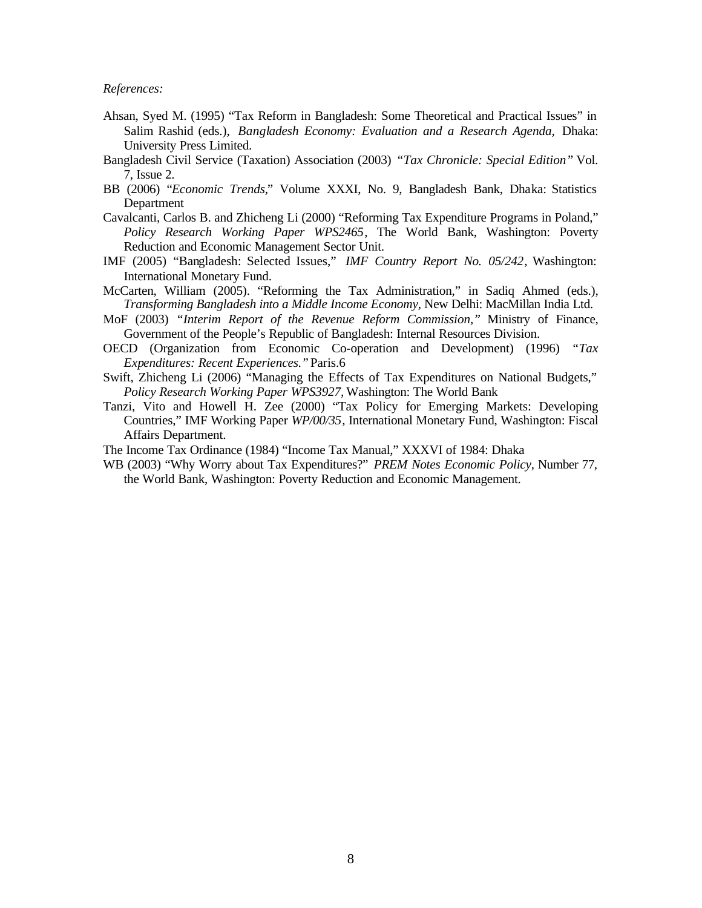*References:*

Ahsan, Syed M. (1995) "Tax Reform in Bangladesh: Some Theoretical and Practical Issues" in Salim Rashid (eds.), *Bangladesh Economy: Evaluation and a Research Agenda*, Dhaka: University Press Limited.

Bangladesh Civil Service (Taxation) Association (2003) *"Tax Chronicle: Special Edition"* Vol. 7, Issue 2.

BB (2006) "*Economic Trends*," Volume XXXI, No. 9, Bangladesh Bank, Dhaka: Statistics Department

Cavalcanti, Carlos B. and Zhicheng Li (2000) "Reforming Tax Expenditure Programs in Poland," *Policy Research Working Paper WPS2465*, The World Bank, Washington: Poverty Reduction and Economic Management Sector Unit.

IMF (2005) "Bangladesh: Selected Issues," *IMF Country Report No. 05/242*, Washington: International Monetary Fund.

McCarten, William (2005). "Reforming the Tax Administration," in Sadiq Ahmed (eds.), *Transforming Bangladesh into a Middle Income Economy*, New Delhi: MacMillan India Ltd.

MoF (2003) *"Interim Report of the Revenue Reform Commission,"* Ministry of Finance, Government of the People's Republic of Bangladesh: Internal Resources Division.

OECD (Organization from Economic Co-operation and Development) (1996) *"Tax Expenditures: Recent Experiences."* Paris.6

Swift, Zhicheng Li (2006) "Managing the Effects of Tax Expenditures on National Budgets," *Policy Research Working Paper WPS3927*, Washington: The World Bank

Tanzi, Vito and Howell H. Zee (2000) "Tax Policy for Emerging Markets: Developing Countries," IMF Working Paper *WP/00/35*, International Monetary Fund, Washington: Fiscal Affairs Department.

The Income Tax Ordinance (1984) "Income Tax Manual," XXXVI of 1984: Dhaka

WB (2003) "Why Worry about Tax Expenditures?" *PREM Notes Economic Policy*, Number 77, the World Bank, Washington: Poverty Reduction and Economic Management.